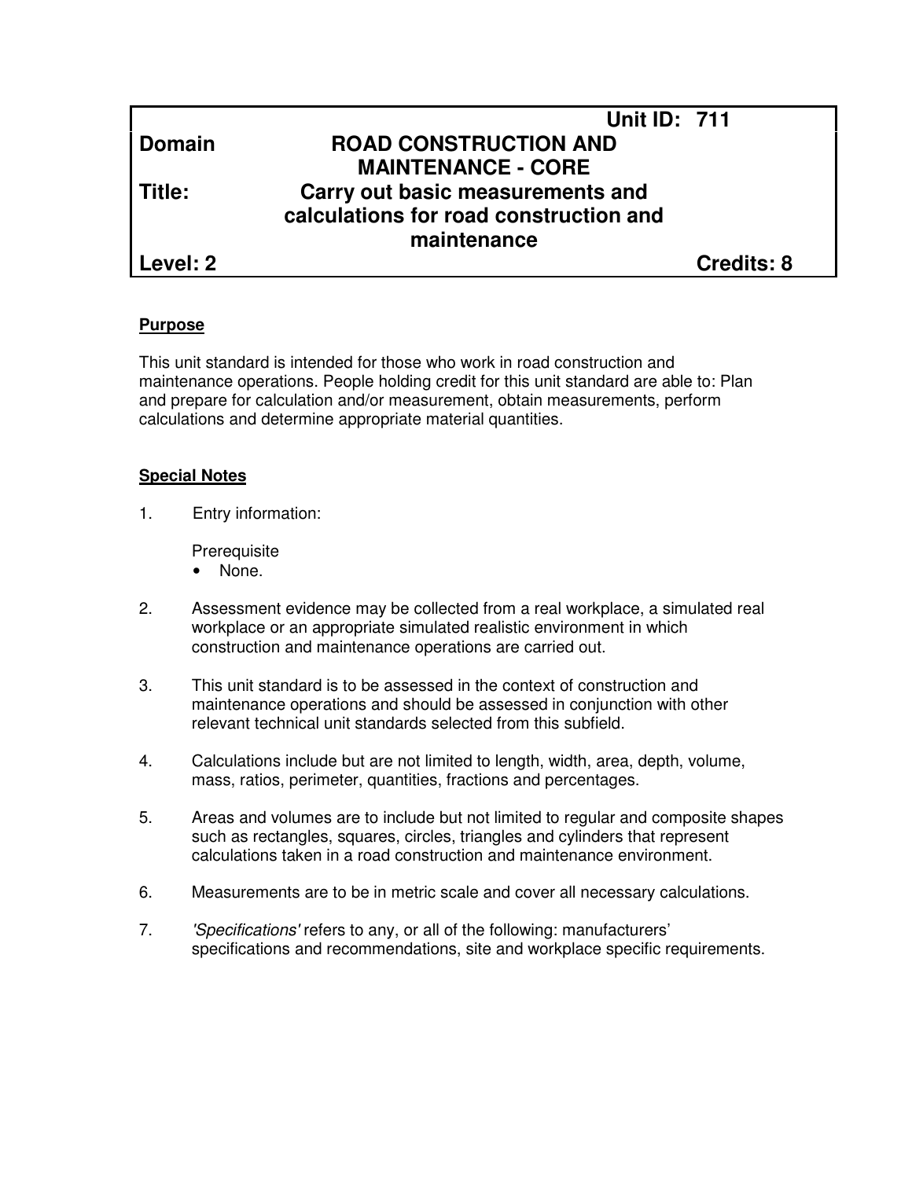| | Unit ID: 711 | |
|---|---|---|
| **Domain** | **ROAD CONSTRUCTION AND MAINTENANCE - CORE** | |
| **Title:** | **Carry out basic measurements and calculations for road construction and maintenance** | |
| **Level: 2** | | **Credits: 8** |

**Purpose**

This unit standard is intended for those who work in road construction and maintenance operations. People holding credit for this unit standard are able to: Plan and prepare for calculation and/or measurement, obtain measurements, perform calculations and determine appropriate material quantities.

**Special Notes**

1. Entry information:

   Prerequisite
   - None.

2. Assessment evidence may be collected from a real workplace, a simulated real workplace or an appropriate simulated realistic environment in which construction and maintenance operations are carried out.

3. This unit standard is to be assessed in the context of construction and maintenance operations and should be assessed in conjunction with other relevant technical unit standards selected from this subfield.

4. Calculations include but are not limited to length, width, area, depth, volume, mass, ratios, perimeter, quantities, fractions and percentages.

5. Areas and volumes are to include but not limited to regular and composite shapes such as rectangles, squares, circles, triangles and cylinders that represent calculations taken in a road construction and maintenance environment.

6. Measurements are to be in metric scale and cover all necessary calculations.

7. *'Specifications'* refers to any, or all of the following: manufacturers' specifications and recommendations, site and workplace specific requirements.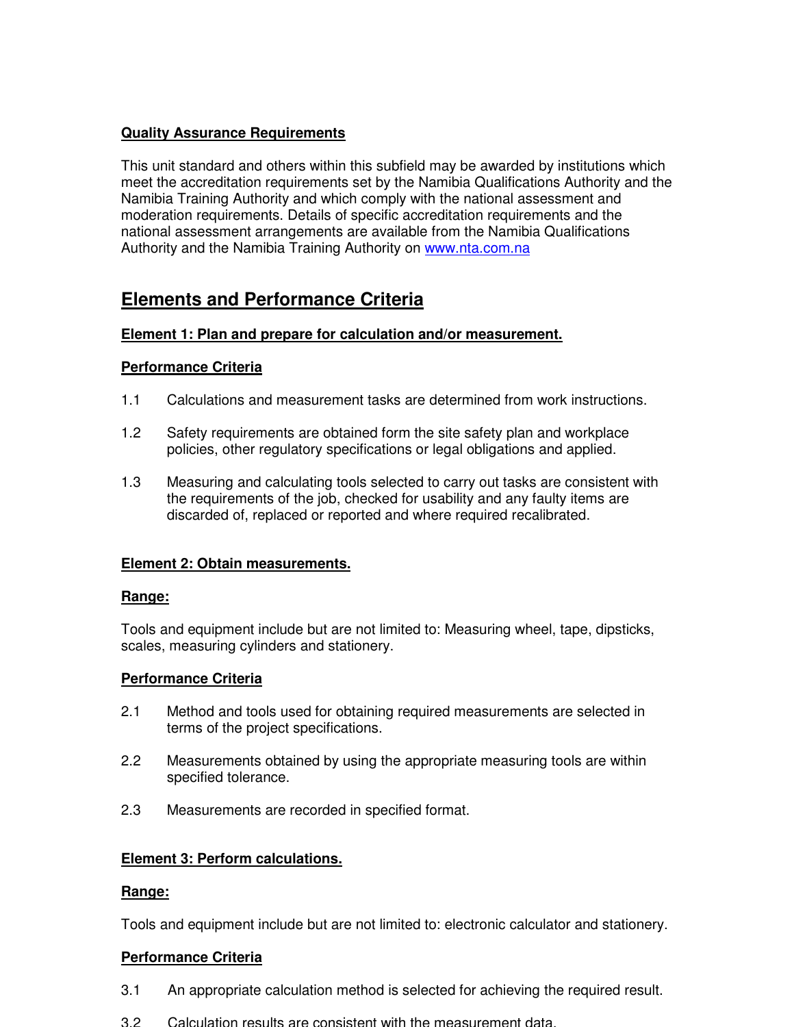**Quality Assurance Requirements**

This unit standard and others within this subfield may be awarded by institutions which meet the accreditation requirements set by the Namibia Qualifications Authority and the Namibia Training Authority and which comply with the national assessment and moderation requirements. Details of specific accreditation requirements and the national assessment arrangements are available from the Namibia Qualifications Authority and the Namibia Training Authority on www.nta.com.na

## Elements and Performance Criteria

**Element 1: Plan and prepare for calculation and/or measurement.**

**Performance Criteria**

1.1 Calculations and measurement tasks are determined from work instructions.

1.2 Safety requirements are obtained form the site safety plan and workplace policies, other regulatory specifications or legal obligations and applied.

1.3 Measuring and calculating tools selected to carry out tasks are consistent with the requirements of the job, checked for usability and any faulty items are discarded of, replaced or reported and where required recalibrated.

**Element 2: Obtain measurements.**

**Range:**

Tools and equipment include but are not limited to: Measuring wheel, tape, dipsticks, scales, measuring cylinders and stationery.

**Performance Criteria**

2.1 Method and tools used for obtaining required measurements are selected in terms of the project specifications.

2.2 Measurements obtained by using the appropriate measuring tools are within specified tolerance.

2.3 Measurements are recorded in specified format.

**Element 3: Perform calculations.**

**Range:**

Tools and equipment include but are not limited to: electronic calculator and stationery.

**Performance Criteria**

3.1 An appropriate calculation method is selected for achieving the required result.

3.2 Calculation results are consistent with the measurement data.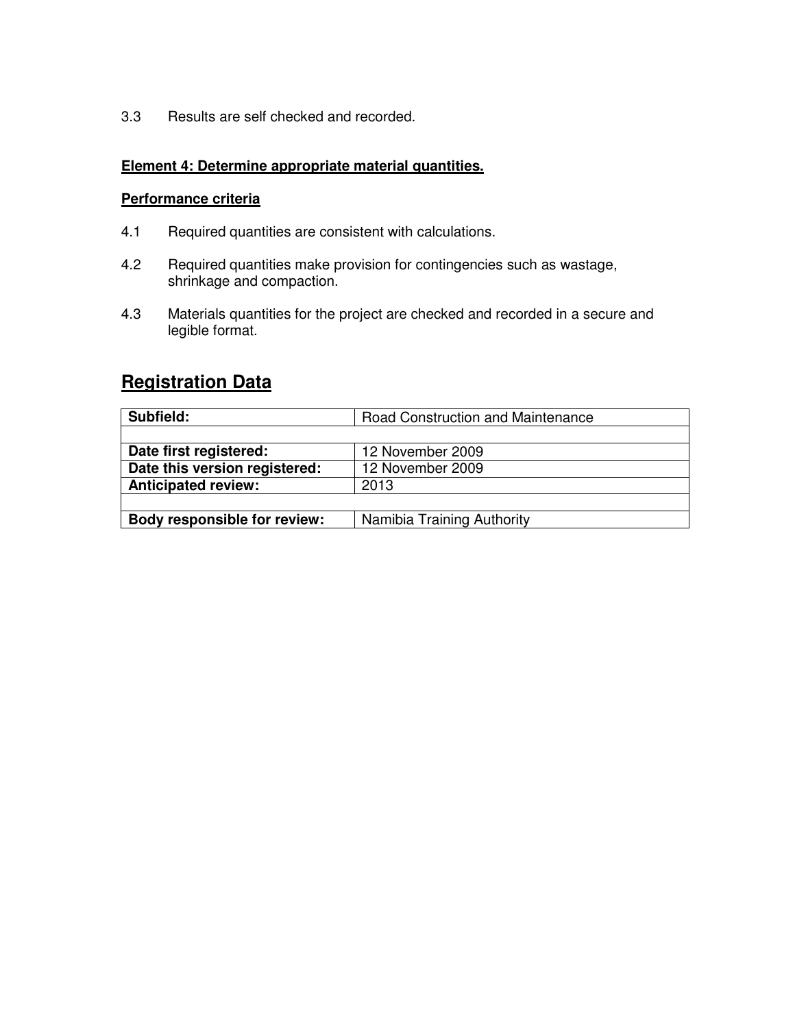3.3 Results are self checked and recorded.

**Element 4: Determine appropriate material quantities.**

**Performance criteria**

4.1 Required quantities are consistent with calculations.

4.2 Required quantities make provision for contingencies such as wastage, shrinkage and compaction.

4.3 Materials quantities for the project are checked and recorded in a secure and legible format.

## Registration Data

| | |
|---|---|
| **Subfield:** | Road Construction and Maintenance |
| | |
| **Date first registered:** | 12 November 2009 |
| **Date this version registered:** | 12 November 2009 |
| **Anticipated review:** | 2013 |
| | |
| **Body responsible for review:** | Namibia Training Authority |